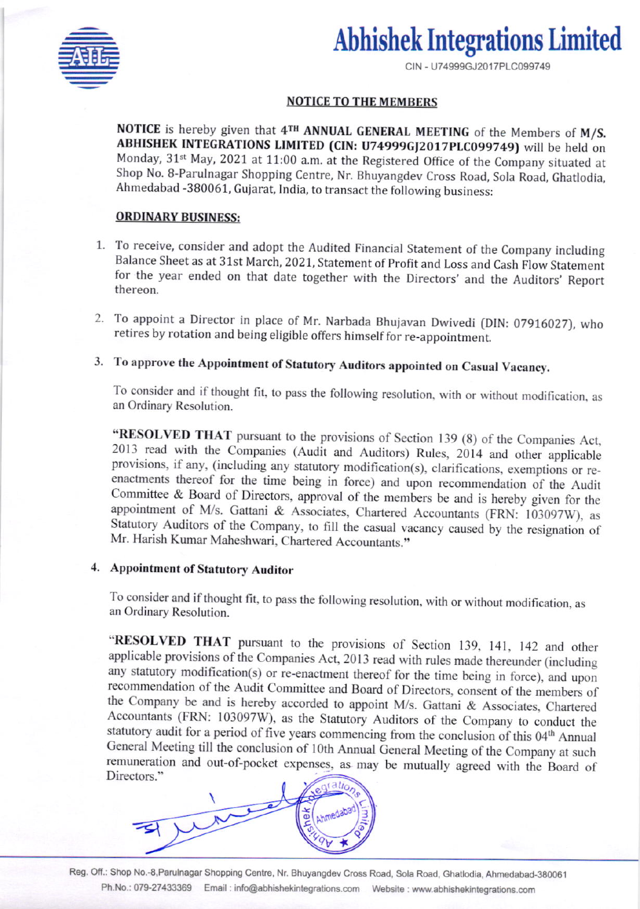# Abhishek Integrations Limited

CIN - U74999GJ2017PLC099749

## NOTICE TO THE MEMBERS

**NOTICE** is hereby given that **4TH ANNUAL GENERAL MEETING** of the Members of **M/S. ABHISHEK INTEGRATIONS LIMITED (CIN: U74999GJ2017PLC099749)** will be held on Monday, 31st May, 2021 at 11:00 a.m. at the Registered Office of the Company situated at Shop No. 8-Parulnagar Shopping Centre, Nr. Bhuyangdev Cross Road, Sola Road, Ghatlodia, Ahmedabad -380061, Gujarat, India, to transact the following business:

### ORDINARY BUSINESS:

1. To receive, consider and adopt the Audited Financial Statement of the Company including Balance Sheet as at 31st March, 2021, Statement of Profit and Loss and Cash Flow Statement for the year ended on that date together with the Directors' and the Auditors' Report thereon.

2. To appoint a Director in place of Mr. Narbada Bhujavan Dwivedi (DIN: 07916027), who retires by rotation and being eligible offers himself for re-appointment.

3. **To approve the Appointment of Statutory Auditors appointed on Casual Vacancy.**

   To consider and if thought fit, to pass the following resolution, with or without modification, as an Ordinary Resolution.

   "**RESOLVED THAT** pursuant to the provisions of Section 139 (8) of the Companies Act, 2013 read with the Companies (Audit and Auditors) Rules, 2014 and other applicable provisions, if any, (including any statutory modification(s), clarifications, exemptions or re-enactments thereof for the time being in force) and upon recommendation of the Audit Committee & Board of Directors, approval of the members be and is hereby given for the appointment of M/s. Gattani & Associates, Chartered Accountants (FRN: 103097W), as Statutory Auditors of the Company, to fill the casual vacancy caused by the resignation of Mr. Harish Kumar Maheshwari, Chartered Accountants."

4. **Appointment of Statutory Auditor**

   To consider and if thought fit, to pass the following resolution, with or without modification, as an Ordinary Resolution.

   "**RESOLVED THAT** pursuant to the provisions of Section 139, 141, 142 and other applicable provisions of the Companies Act, 2013 read with rules made thereunder (including any statutory modification(s) or re-enactment thereof for the time being in force), and upon recommendation of the Audit Committee and Board of Directors, consent of the members of the Company be and is hereby accorded to appoint M/s. Gattani & Associates, Chartered Accountants (FRN: 103097W), as the Statutory Auditors of the Company to conduct the statutory audit for a period of five years commencing from the conclusion of this 04th Annual General Meeting till the conclusion of 10th Annual General Meeting of the Company at such remuneration and out-of-pocket expenses, as may be mutually agreed with the Board of Directors."

Reg. Off.: Shop No.-8,Parulnagar Shopping Centre, Nr. Bhuyangdev Cross Road, Sola Road, Ghatlodia, Ahmedabad-380061
Ph.No.: 079-27433369 Email : info@abhishekintegrations.com Website : www.abhishekintegrations.com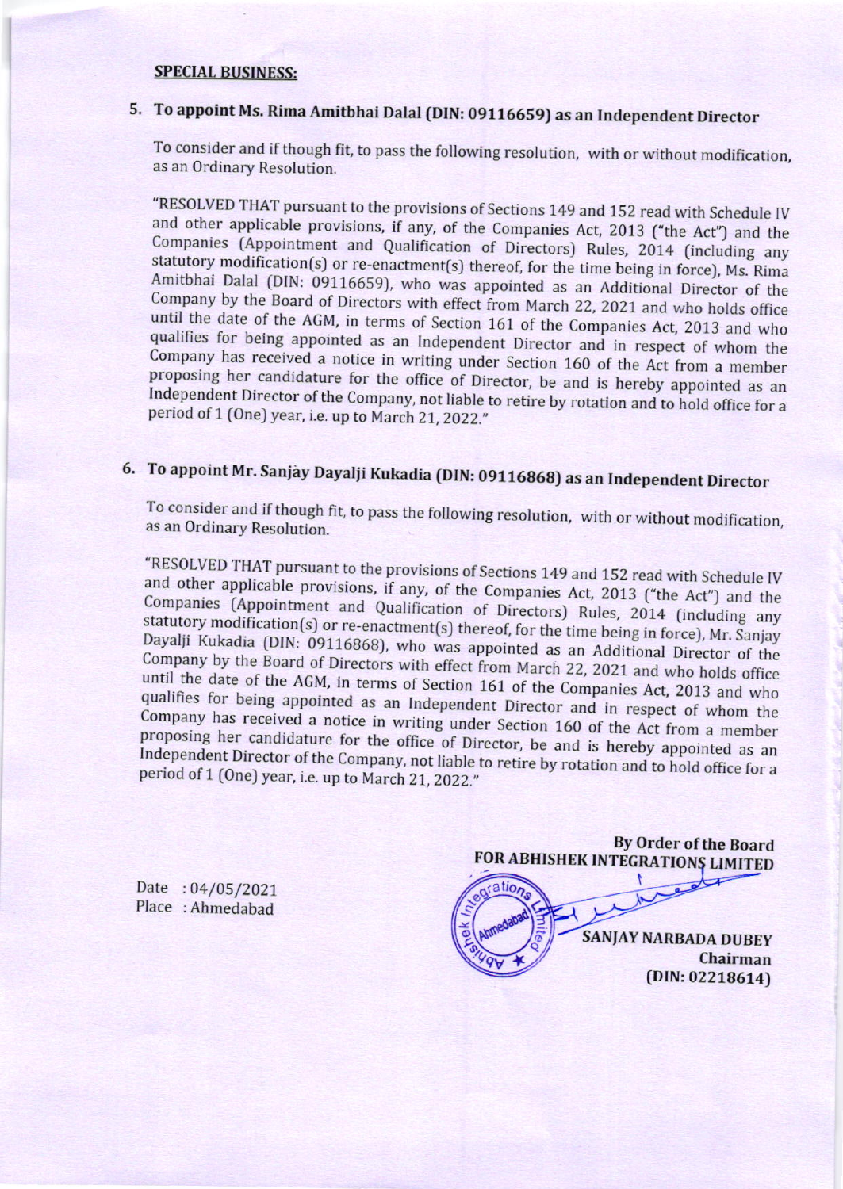**SPECIAL BUSINESS:**

### 5. To appoint Ms. Rima Amitbhai Dalal (DIN: 09116659) as an Independent Director

To consider and if though fit, to pass the following resolution, with or without modification, as an Ordinary Resolution.

"RESOLVED THAT pursuant to the provisions of Sections 149 and 152 read with Schedule IV and other applicable provisions, if any, of the Companies Act, 2013 ("the Act") and the Companies (Appointment and Qualification of Directors) Rules, 2014 (including any statutory modification(s) or re-enactment(s) thereof, for the time being in force), Ms. Rima Amitbhai Dalal (DIN: 09116659), who was appointed as an Additional Director of the Company by the Board of Directors with effect from March 22, 2021 and who holds office until the date of the AGM, in terms of Section 161 of the Companies Act, 2013 and who qualifies for being appointed as an Independent Director and in respect of whom the Company has received a notice in writing under Section 160 of the Act from a member proposing her candidature for the office of Director, be and is hereby appointed as an Independent Director of the Company, not liable to retire by rotation and to hold office for a period of 1 (One) year, i.e. up to March 21, 2022."

### 6. To appoint Mr. Sanjay Dayalji Kukadia (DIN: 09116868) as an Independent Director

To consider and if though fit, to pass the following resolution, with or without modification, as an Ordinary Resolution.

"RESOLVED THAT pursuant to the provisions of Sections 149 and 152 read with Schedule IV and other applicable provisions, if any, of the Companies Act, 2013 ("the Act") and the Companies (Appointment and Qualification of Directors) Rules, 2014 (including any statutory modification(s) or re-enactment(s) thereof, for the time being in force), Mr. Sanjay Dayalji Kukadia (DIN: 09116868), who was appointed as an Additional Director of the Company by the Board of Directors with effect from March 22, 2021 and who holds office until the date of the AGM, in terms of Section 161 of the Companies Act, 2013 and who qualifies for being appointed as an Independent Director and in respect of whom the Company has received a notice in writing under Section 160 of the Act from a member proposing her candidature for the office of Director, be and is hereby appointed as an Independent Director of the Company, not liable to retire by rotation and to hold office for a period of 1 (One) year, i.e. up to March 21, 2022."

Date : 04/05/2021
Place : Ahmedabad

**By Order of the Board**
**FOR ABHISHEK INTEGRATIONS LIMITED**

**SANJAY NARBADA DUBEY**
**Chairman**
**(DIN: 02218614)**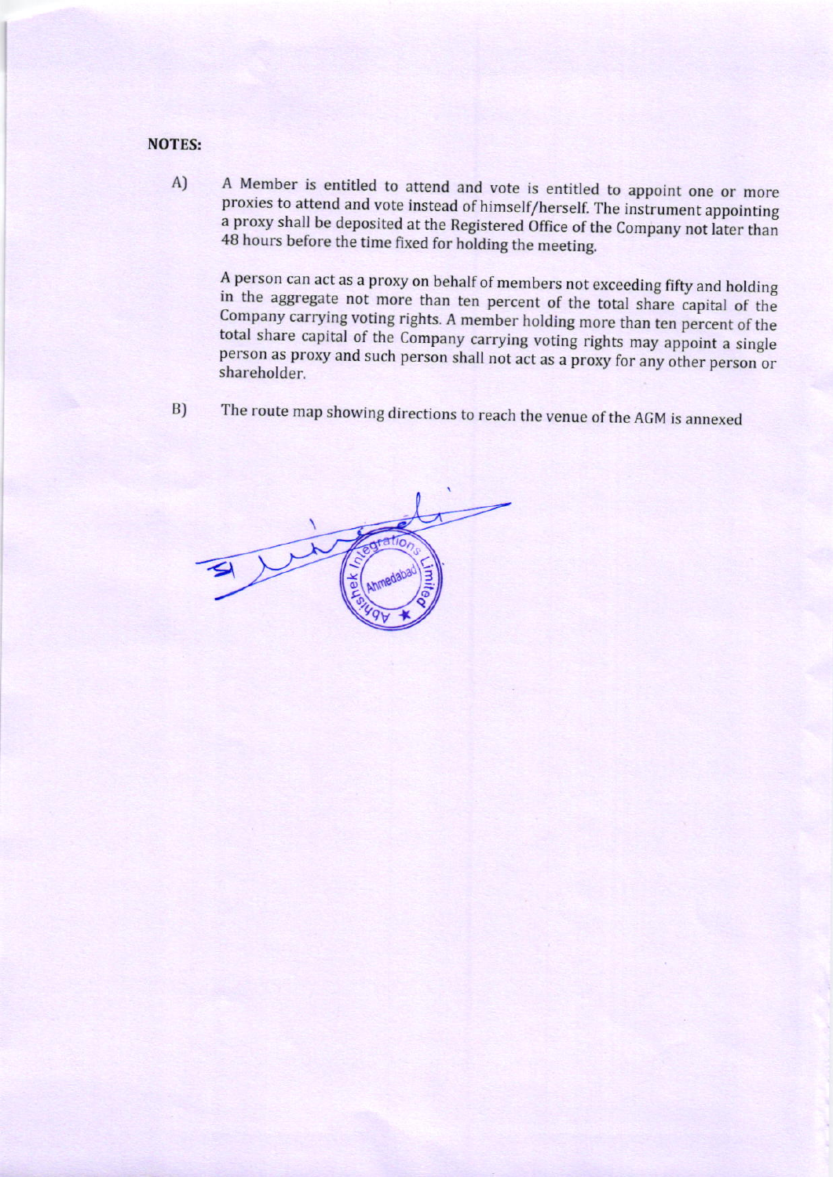**NOTES:**

A) A Member is entitled to attend and vote is entitled to appoint one or more proxies to attend and vote instead of himself/herself. The instrument appointing a proxy shall be deposited at the Registered Office of the Company not later than 48 hours before the time fixed for holding the meeting.

A person can act as a proxy on behalf of members not exceeding fifty and holding in the aggregate not more than ten percent of the total share capital of the Company carrying voting rights. A member holding more than ten percent of the total share capital of the Company carrying voting rights may appoint a single person as proxy and such person shall not act as a proxy for any other person or shareholder.

B) The route map showing directions to reach the venue of the AGM is annexed